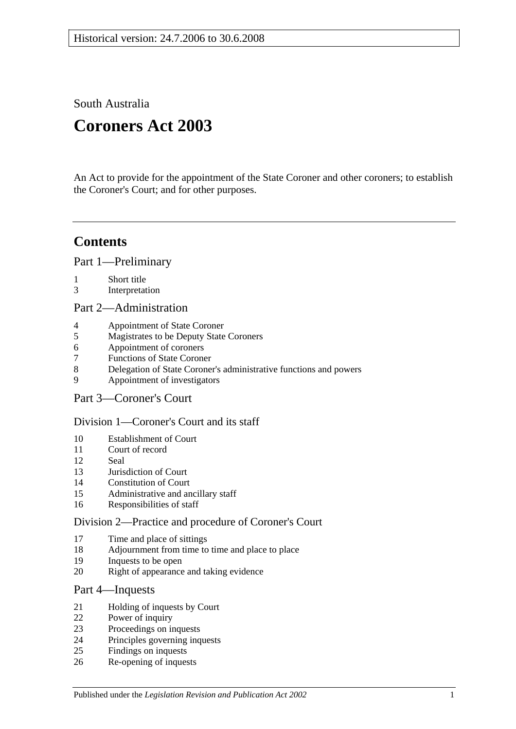Historical version: 24.7.2006 to 30.6.2008

South Australia

# Coroners Act 2003

An Act to provide for the appointment of the State Coroner and other coroners; to establish the Coroner's Court; and for other purposes.

## Contents

### Part 1—Preliminary

1 Short title
3 Interpretation

### Part 2—Administration

4 Appointment of State Coroner
5 Magistrates to be Deputy State Coroners
6 Appointment of coroners
7 Functions of State Coroner
8 Delegation of State Coroner's administrative functions and powers
9 Appointment of investigators

### Part 3—Coroner's Court

#### Division 1—Coroner's Court and its staff

10 Establishment of Court
11 Court of record
12 Seal
13 Jurisdiction of Court
14 Constitution of Court
15 Administrative and ancillary staff
16 Responsibilities of staff

#### Division 2—Practice and procedure of Coroner's Court

17 Time and place of sittings
18 Adjournment from time to time and place to place
19 Inquests to be open
20 Right of appearance and taking evidence

### Part 4—Inquests

21 Holding of inquests by Court
22 Power of inquiry
23 Proceedings on inquests
24 Principles governing inquests
25 Findings on inquests
26 Re-opening of inquests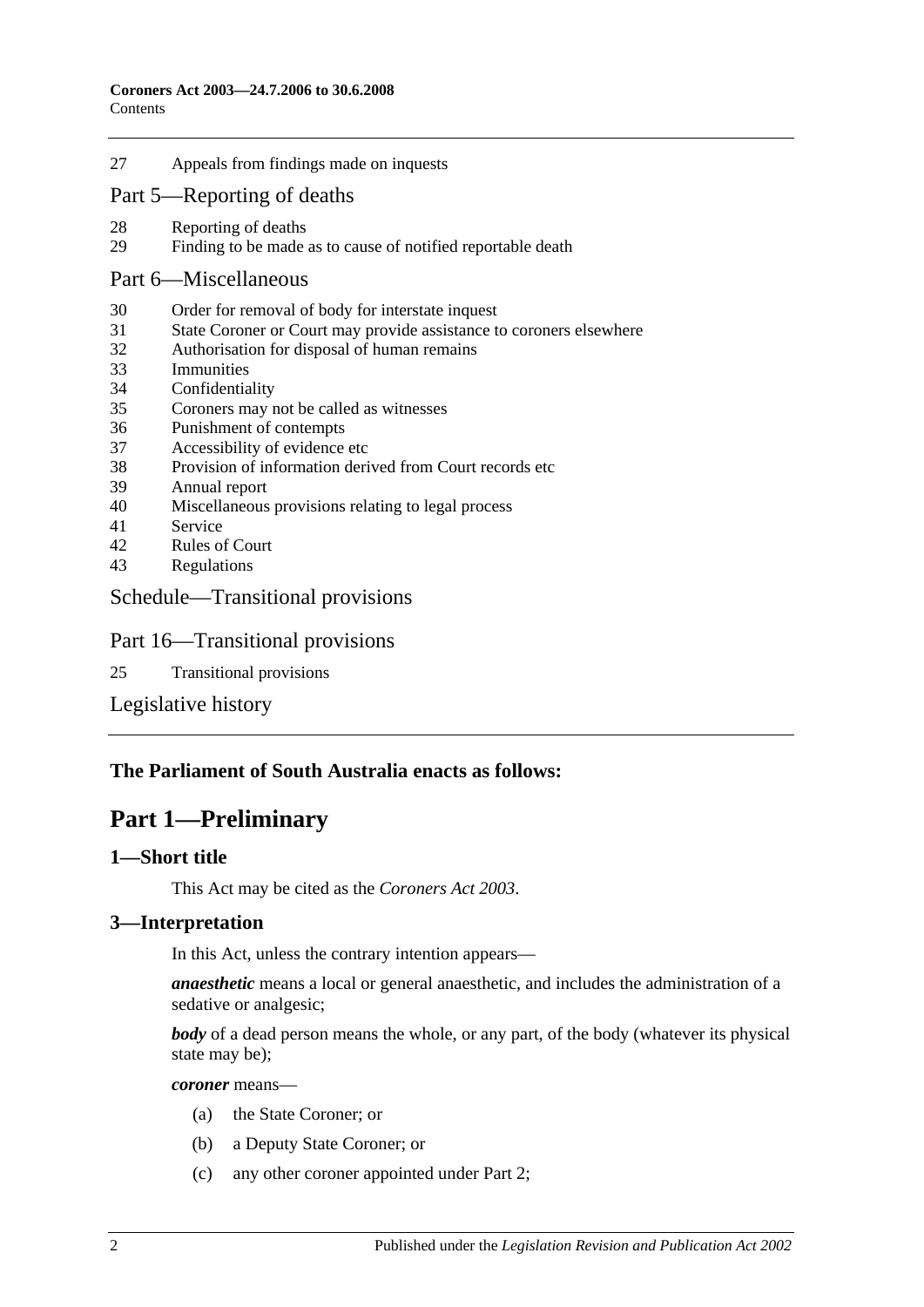27 Appeals from findings made on inquests

## Part 5—Reporting of deaths

28 Reporting of deaths
29 Finding to be made as to cause of notified reportable death

## Part 6—Miscellaneous

30 Order for removal of body for interstate inquest
31 State Coroner or Court may provide assistance to coroners elsewhere
32 Authorisation for disposal of human remains
33 Immunities
34 Confidentiality
35 Coroners may not be called as witnesses
36 Punishment of contempts
37 Accessibility of evidence etc
38 Provision of information derived from Court records etc
39 Annual report
40 Miscellaneous provisions relating to legal process
41 Service
42 Rules of Court
43 Regulations

## Schedule—Transitional provisions

## Part 16—Transitional provisions

25 Transitional provisions

## Legislative history

**The Parliament of South Australia enacts as follows:**

# Part 1—Preliminary

### 1—Short title

This Act may be cited as the *Coroners Act 2003*.

### 3—Interpretation

In this Act, unless the contrary intention appears—

***anaesthetic*** means a local or general anaesthetic, and includes the administration of a sedative or analgesic;

***body*** of a dead person means the whole, or any part, of the body (whatever its physical state may be);

***coroner*** means—

(a) the State Coroner; or

(b) a Deputy State Coroner; or

(c) any other coroner appointed under Part 2;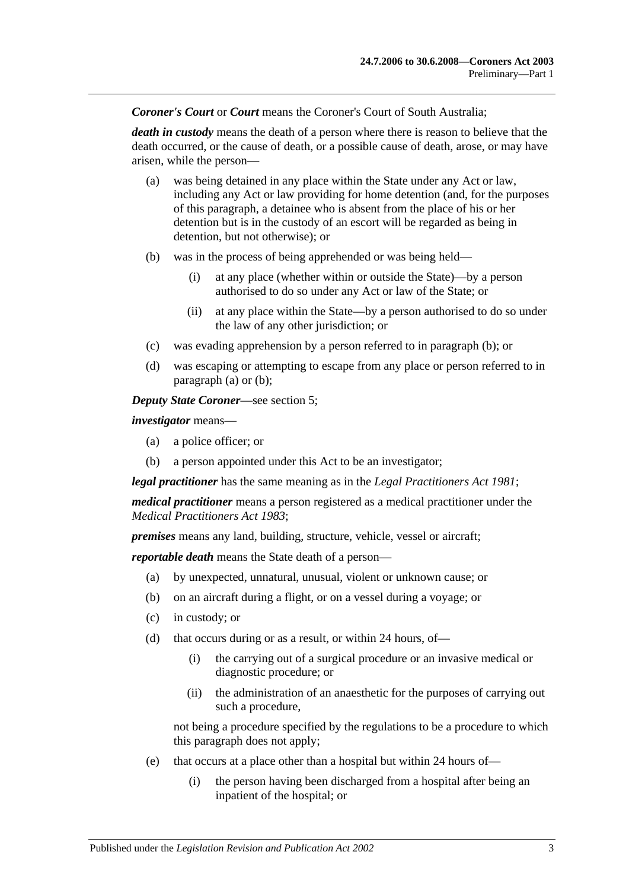***Coroner's Court*** or ***Court*** means the Coroner's Court of South Australia;

***death in custody*** means the death of a person where there is reason to believe that the death occurred, or the cause of death, or a possible cause of death, arose, or may have arisen, while the person—

- (a) was being detained in any place within the State under any Act or law, including any Act or law providing for home detention (and, for the purposes of this paragraph, a detainee who is absent from the place of his or her detention but is in the custody of an escort will be regarded as being in detention, but not otherwise); or
- (b) was in the process of being apprehended or was being held—
  - (i) at any place (whether within or outside the State)—by a person authorised to do so under any Act or law of the State; or
  - (ii) at any place within the State—by a person authorised to do so under the law of any other jurisdiction; or
- (c) was evading apprehension by a person referred to in paragraph (b); or
- (d) was escaping or attempting to escape from any place or person referred to in paragraph (a) or (b);

***Deputy State Coroner***—see section 5;

***investigator*** means—

- (a) a police officer; or
- (b) a person appointed under this Act to be an investigator;

***legal practitioner*** has the same meaning as in the *Legal Practitioners Act 1981*;

***medical practitioner*** means a person registered as a medical practitioner under the *Medical Practitioners Act 1983*;

***premises*** means any land, building, structure, vehicle, vessel or aircraft;

***reportable death*** means the State death of a person—

- (a) by unexpected, unnatural, unusual, violent or unknown cause; or
- (b) on an aircraft during a flight, or on a vessel during a voyage; or
- (c) in custody; or
- (d) that occurs during or as a result, or within 24 hours, of—
  - (i) the carrying out of a surgical procedure or an invasive medical or diagnostic procedure; or
  - (ii) the administration of an anaesthetic for the purposes of carrying out such a procedure,

  not being a procedure specified by the regulations to be a procedure to which this paragraph does not apply;
- (e) that occurs at a place other than a hospital but within 24 hours of—
  - (i) the person having been discharged from a hospital after being an inpatient of the hospital; or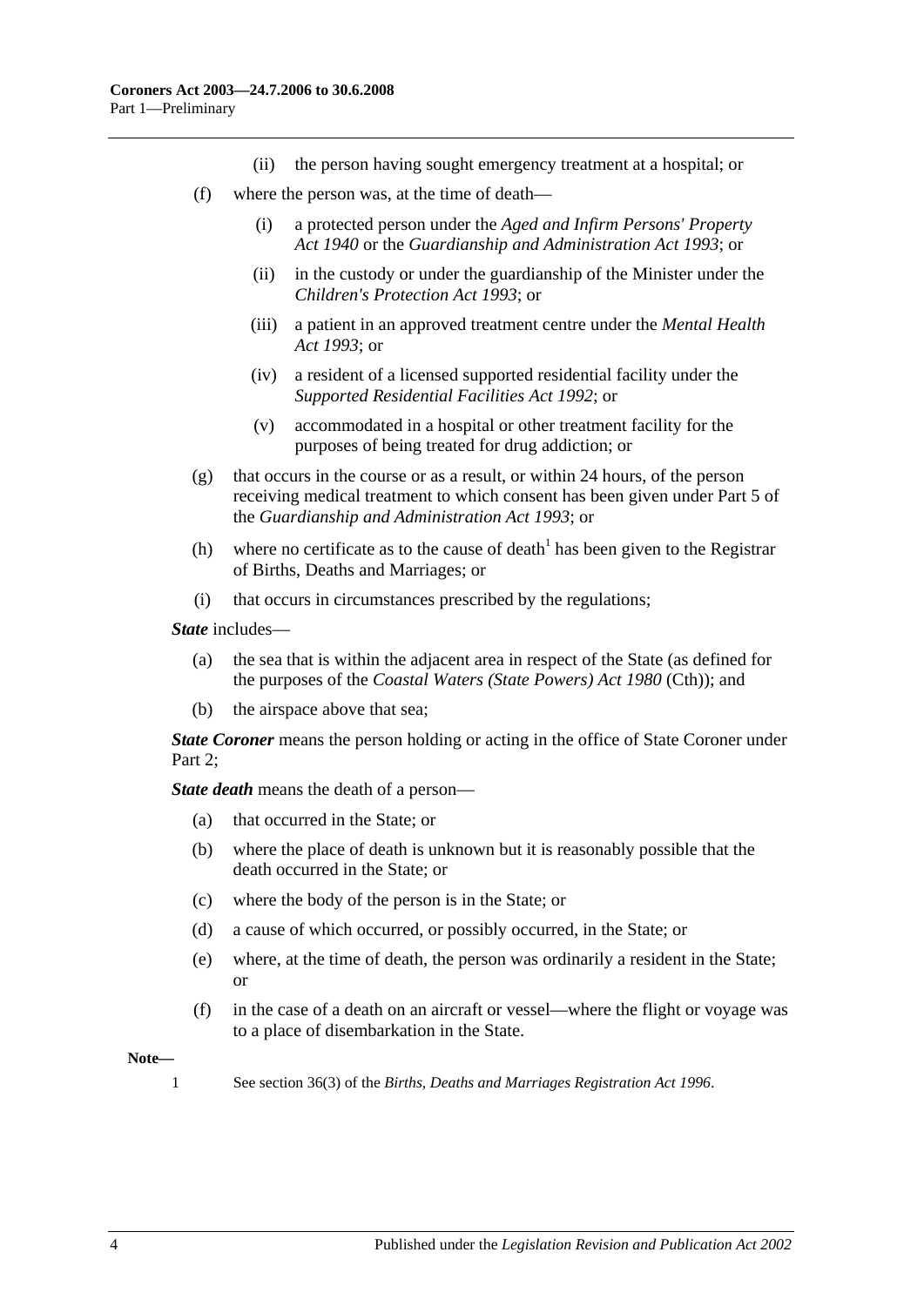(ii) the person having sought emergency treatment at a hospital; or

(f) where the person was, at the time of death—

(i) a protected person under the *Aged and Infirm Persons' Property Act 1940* or the *Guardianship and Administration Act 1993*; or

(ii) in the custody or under the guardianship of the Minister under the *Children's Protection Act 1993*; or

(iii) a patient in an approved treatment centre under the *Mental Health Act 1993*; or

(iv) a resident of a licensed supported residential facility under the *Supported Residential Facilities Act 1992*; or

(v) accommodated in a hospital or other treatment facility for the purposes of being treated for drug addiction; or

(g) that occurs in the course or as a result, or within 24 hours, of the person receiving medical treatment to which consent has been given under Part 5 of the *Guardianship and Administration Act 1993*; or

(h) where no certificate as to the cause of death[1] has been given to the Registrar of Births, Deaths and Marriages; or

(i) that occurs in circumstances prescribed by the regulations;

***State*** includes—

(a) the sea that is within the adjacent area in respect of the State (as defined for the purposes of the *Coastal Waters (State Powers) Act 1980* (Cth)); and

(b) the airspace above that sea;

***State Coroner*** means the person holding or acting in the office of State Coroner under Part 2;

***State death*** means the death of a person—

(a) that occurred in the State; or

(b) where the place of death is unknown but it is reasonably possible that the death occurred in the State; or

(c) where the body of the person is in the State; or

(d) a cause of which occurred, or possibly occurred, in the State; or

(e) where, at the time of death, the person was ordinarily a resident in the State; or

(f) in the case of a death on an aircraft or vessel—where the flight or voyage was to a place of disembarkation in the State.

**Note—**

1 See section 36(3) of the *Births, Deaths and Marriages Registration Act 1996*.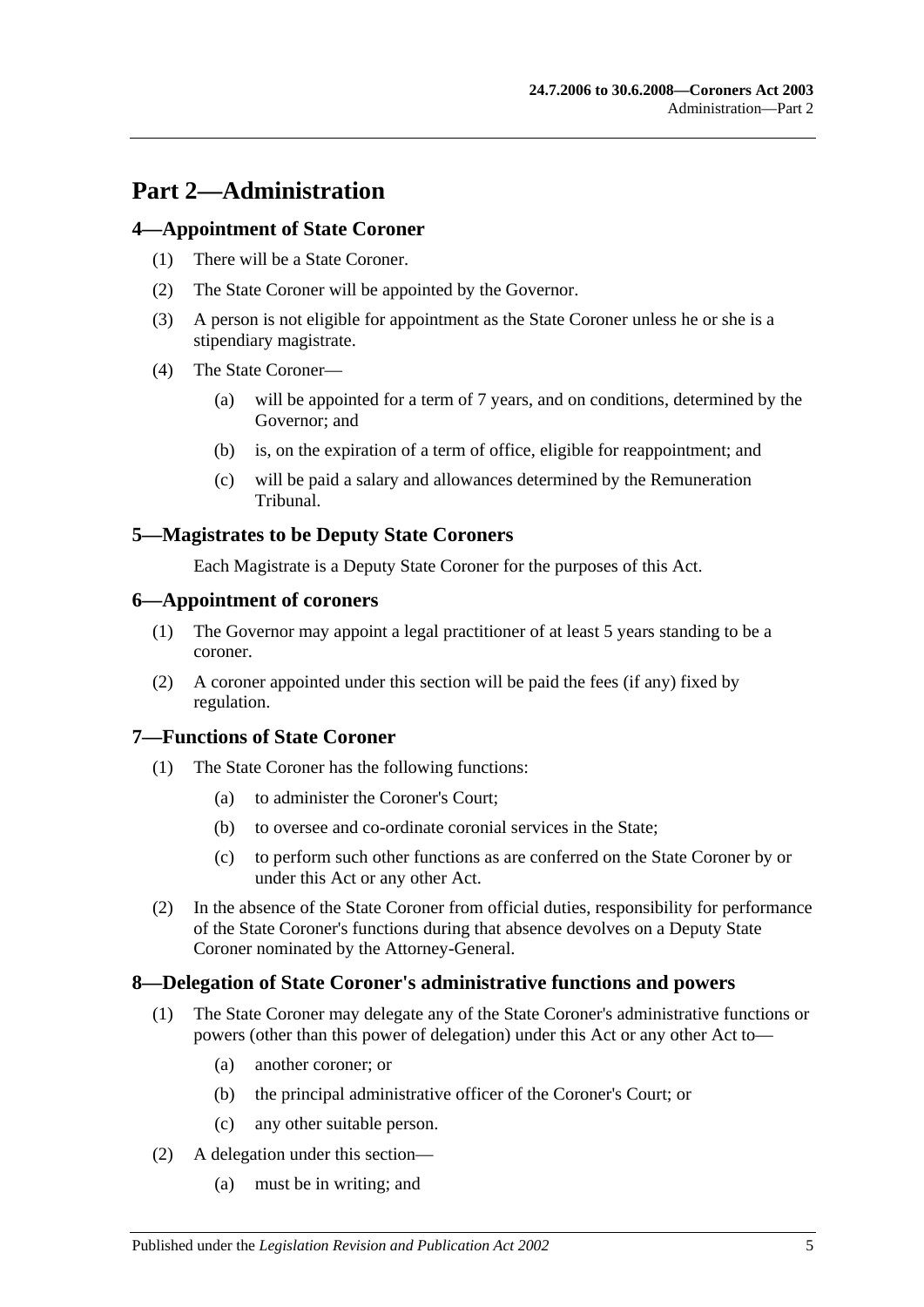# Part 2—Administration

## 4—Appointment of State Coroner

(1) There will be a State Coroner.

(2) The State Coroner will be appointed by the Governor.

(3) A person is not eligible for appointment as the State Coroner unless he or she is a stipendiary magistrate.

(4) The State Coroner—

(a) will be appointed for a term of 7 years, and on conditions, determined by the Governor; and

(b) is, on the expiration of a term of office, eligible for reappointment; and

(c) will be paid a salary and allowances determined by the Remuneration Tribunal.

## 5—Magistrates to be Deputy State Coroners

Each Magistrate is a Deputy State Coroner for the purposes of this Act.

## 6—Appointment of coroners

(1) The Governor may appoint a legal practitioner of at least 5 years standing to be a coroner.

(2) A coroner appointed under this section will be paid the fees (if any) fixed by regulation.

## 7—Functions of State Coroner

(1) The State Coroner has the following functions:

(a) to administer the Coroner's Court;

(b) to oversee and co-ordinate coronial services in the State;

(c) to perform such other functions as are conferred on the State Coroner by or under this Act or any other Act.

(2) In the absence of the State Coroner from official duties, responsibility for performance of the State Coroner's functions during that absence devolves on a Deputy State Coroner nominated by the Attorney-General.

## 8—Delegation of State Coroner's administrative functions and powers

(1) The State Coroner may delegate any of the State Coroner's administrative functions or powers (other than this power of delegation) under this Act or any other Act to—

(a) another coroner; or

(b) the principal administrative officer of the Coroner's Court; or

(c) any other suitable person.

(2) A delegation under this section—

(a) must be in writing; and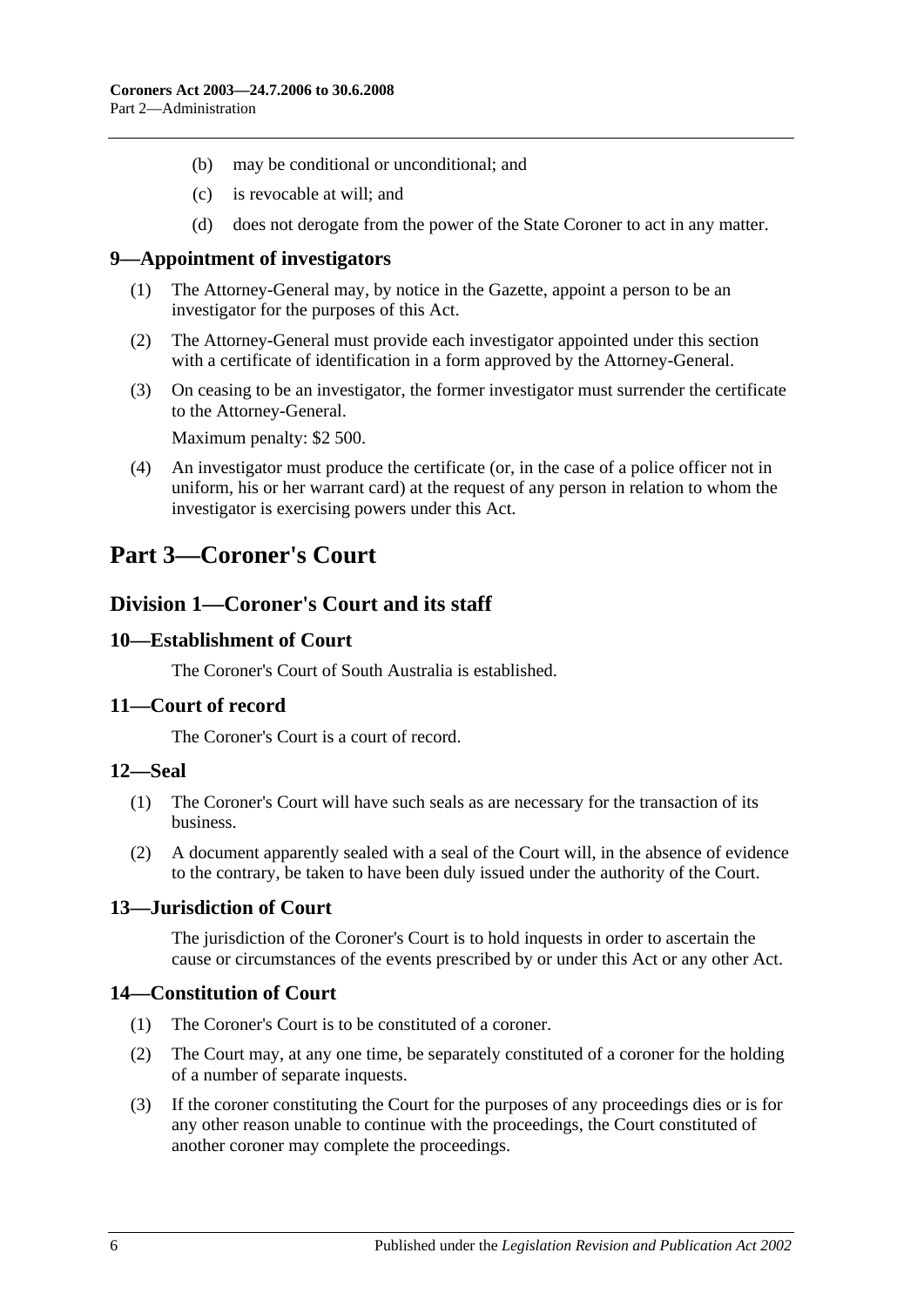(b) may be conditional or unconditional; and

(c) is revocable at will; and

(d) does not derogate from the power of the State Coroner to act in any matter.

### 9—Appointment of investigators

(1) The Attorney-General may, by notice in the Gazette, appoint a person to be an investigator for the purposes of this Act.

(2) The Attorney-General must provide each investigator appointed under this section with a certificate of identification in a form approved by the Attorney-General.

(3) On ceasing to be an investigator, the former investigator must surrender the certificate to the Attorney-General.

Maximum penalty: $2 500.

(4) An investigator must produce the certificate (or, in the case of a police officer not in uniform, his or her warrant card) at the request of any person in relation to whom the investigator is exercising powers under this Act.

# Part 3—Coroner's Court

## Division 1—Coroner's Court and its staff

### 10—Establishment of Court

The Coroner's Court of South Australia is established.

### 11—Court of record

The Coroner's Court is a court of record.

### 12—Seal

(1) The Coroner's Court will have such seals as are necessary for the transaction of its business.

(2) A document apparently sealed with a seal of the Court will, in the absence of evidence to the contrary, be taken to have been duly issued under the authority of the Court.

### 13—Jurisdiction of Court

The jurisdiction of the Coroner's Court is to hold inquests in order to ascertain the cause or circumstances of the events prescribed by or under this Act or any other Act.

### 14—Constitution of Court

(1) The Coroner's Court is to be constituted of a coroner.

(2) The Court may, at any one time, be separately constituted of a coroner for the holding of a number of separate inquests.

(3) If the coroner constituting the Court for the purposes of any proceedings dies or is for any other reason unable to continue with the proceedings, the Court constituted of another coroner may complete the proceedings.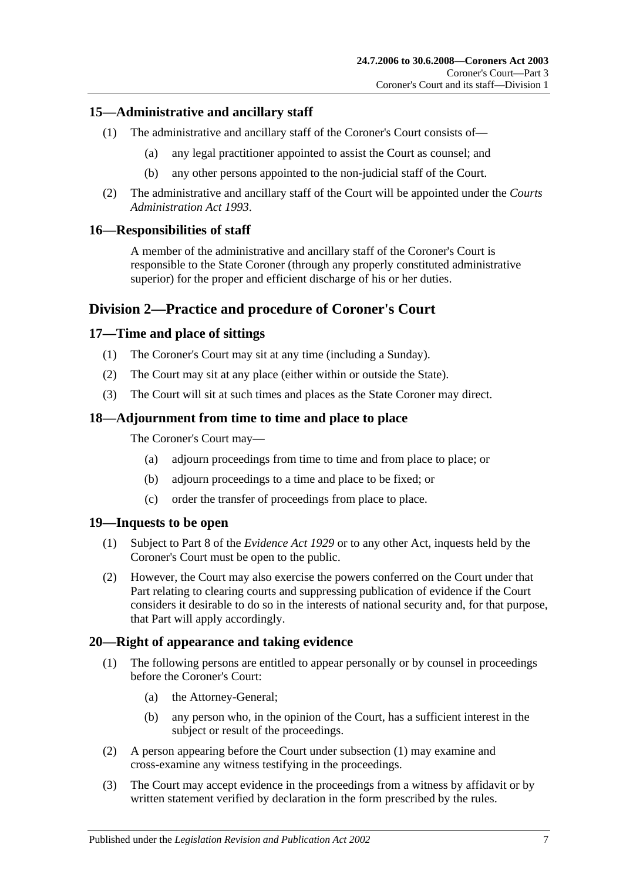## 15—Administrative and ancillary staff

(1) The administrative and ancillary staff of the Coroner's Court consists of—

(a) any legal practitioner appointed to assist the Court as counsel; and

(b) any other persons appointed to the non-judicial staff of the Court.

(2) The administrative and ancillary staff of the Court will be appointed under the *Courts Administration Act 1993*.

## 16—Responsibilities of staff

A member of the administrative and ancillary staff of the Coroner's Court is responsible to the State Coroner (through any properly constituted administrative superior) for the proper and efficient discharge of his or her duties.

# Division 2—Practice and procedure of Coroner's Court

## 17—Time and place of sittings

(1) The Coroner's Court may sit at any time (including a Sunday).

(2) The Court may sit at any place (either within or outside the State).

(3) The Court will sit at such times and places as the State Coroner may direct.

## 18—Adjournment from time to time and place to place

The Coroner's Court may—

(a) adjourn proceedings from time to time and from place to place; or

(b) adjourn proceedings to a time and place to be fixed; or

(c) order the transfer of proceedings from place to place.

## 19—Inquests to be open

(1) Subject to Part 8 of the *Evidence Act 1929* or to any other Act, inquests held by the Coroner's Court must be open to the public.

(2) However, the Court may also exercise the powers conferred on the Court under that Part relating to clearing courts and suppressing publication of evidence if the Court considers it desirable to do so in the interests of national security and, for that purpose, that Part will apply accordingly.

## 20—Right of appearance and taking evidence

(1) The following persons are entitled to appear personally or by counsel in proceedings before the Coroner's Court:

(a) the Attorney-General;

(b) any person who, in the opinion of the Court, has a sufficient interest in the subject or result of the proceedings.

(2) A person appearing before the Court under subsection (1) may examine and cross-examine any witness testifying in the proceedings.

(3) The Court may accept evidence in the proceedings from a witness by affidavit or by written statement verified by declaration in the form prescribed by the rules.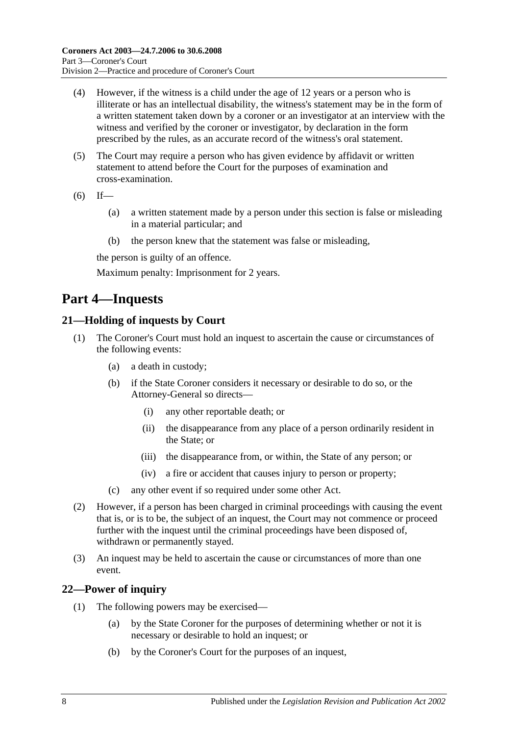(4) However, if the witness is a child under the age of 12 years or a person who is illiterate or has an intellectual disability, the witness's statement may be in the form of a written statement taken down by a coroner or an investigator at an interview with the witness and verified by the coroner or investigator, by declaration in the form prescribed by the rules, as an accurate record of the witness's oral statement.

(5) The Court may require a person who has given evidence by affidavit or written statement to attend before the Court for the purposes of examination and cross-examination.

(6) If—

(a) a written statement made by a person under this section is false or misleading in a material particular; and

(b) the person knew that the statement was false or misleading,

the person is guilty of an offence.

Maximum penalty: Imprisonment for 2 years.

# Part 4—Inquests

## 21—Holding of inquests by Court

(1) The Coroner's Court must hold an inquest to ascertain the cause or circumstances of the following events:

(a) a death in custody;

(b) if the State Coroner considers it necessary or desirable to do so, or the Attorney-General so directs—

(i) any other reportable death; or

(ii) the disappearance from any place of a person ordinarily resident in the State; or

(iii) the disappearance from, or within, the State of any person; or

(iv) a fire or accident that causes injury to person or property;

(c) any other event if so required under some other Act.

(2) However, if a person has been charged in criminal proceedings with causing the event that is, or is to be, the subject of an inquest, the Court may not commence or proceed further with the inquest until the criminal proceedings have been disposed of, withdrawn or permanently stayed.

(3) An inquest may be held to ascertain the cause or circumstances of more than one event.

## 22—Power of inquiry

(1) The following powers may be exercised—

(a) by the State Coroner for the purposes of determining whether or not it is necessary or desirable to hold an inquest; or

(b) by the Coroner's Court for the purposes of an inquest,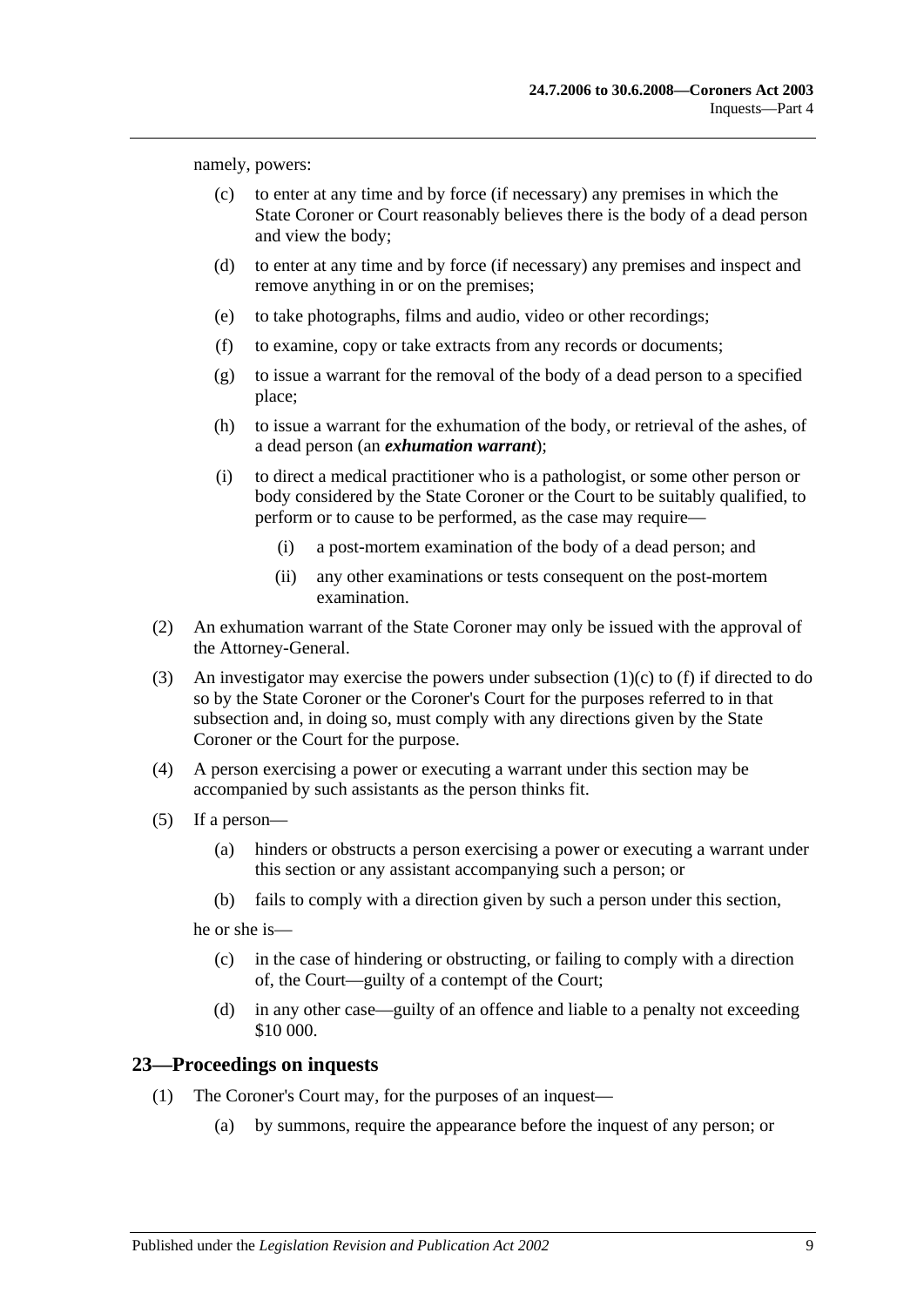namely, powers:

(c) to enter at any time and by force (if necessary) any premises in which the State Coroner or Court reasonably believes there is the body of a dead person and view the body;

(d) to enter at any time and by force (if necessary) any premises and inspect and remove anything in or on the premises;

(e) to take photographs, films and audio, video or other recordings;

(f) to examine, copy or take extracts from any records or documents;

(g) to issue a warrant for the removal of the body of a dead person to a specified place;

(h) to issue a warrant for the exhumation of the body, or retrieval of the ashes, of a dead person (an ***exhumation warrant***);

(i) to direct a medical practitioner who is a pathologist, or some other person or body considered by the State Coroner or the Court to be suitably qualified, to perform or to cause to be performed, as the case may require—

(i) a post-mortem examination of the body of a dead person; and

(ii) any other examinations or tests consequent on the post-mortem examination.

(2) An exhumation warrant of the State Coroner may only be issued with the approval of the Attorney-General.

(3) An investigator may exercise the powers under subsection (1)(c) to (f) if directed to do so by the State Coroner or the Coroner's Court for the purposes referred to in that subsection and, in doing so, must comply with any directions given by the State Coroner or the Court for the purpose.

(4) A person exercising a power or executing a warrant under this section may be accompanied by such assistants as the person thinks fit.

(5) If a person—

(a) hinders or obstructs a person exercising a power or executing a warrant under this section or any assistant accompanying such a person; or

(b) fails to comply with a direction given by such a person under this section,

he or she is—

(c) in the case of hindering or obstructing, or failing to comply with a direction of, the Court—guilty of a contempt of the Court;

(d) in any other case—guilty of an offence and liable to a penalty not exceeding $10 000.

## 23—Proceedings on inquests

(1) The Coroner's Court may, for the purposes of an inquest—

(a) by summons, require the appearance before the inquest of any person; or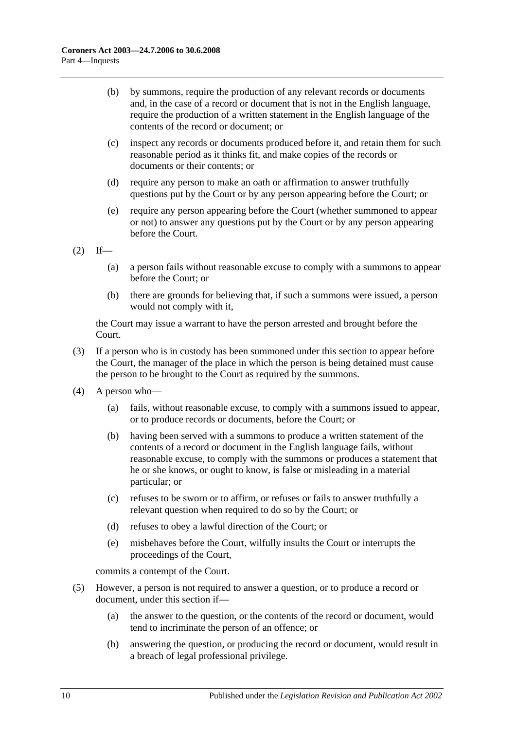(b) by summons, require the production of any relevant records or documents and, in the case of a record or document that is not in the English language, require the production of a written statement in the English language of the contents of the record or document; or

(c) inspect any records or documents produced before it, and retain them for such reasonable period as it thinks fit, and make copies of the records or documents or their contents; or

(d) require any person to make an oath or affirmation to answer truthfully questions put by the Court or by any person appearing before the Court; or

(e) require any person appearing before the Court (whether summoned to appear or not) to answer any questions put by the Court or by any person appearing before the Court.

(2) If—

(a) a person fails without reasonable excuse to comply with a summons to appear before the Court; or

(b) there are grounds for believing that, if such a summons were issued, a person would not comply with it,

the Court may issue a warrant to have the person arrested and brought before the Court.

(3) If a person who is in custody has been summoned under this section to appear before the Court, the manager of the place in which the person is being detained must cause the person to be brought to the Court as required by the summons.

(4) A person who—

(a) fails, without reasonable excuse, to comply with a summons issued to appear, or to produce records or documents, before the Court; or

(b) having been served with a summons to produce a written statement of the contents of a record or document in the English language fails, without reasonable excuse, to comply with the summons or produces a statement that he or she knows, or ought to know, is false or misleading in a material particular; or

(c) refuses to be sworn or to affirm, or refuses or fails to answer truthfully a relevant question when required to do so by the Court; or

(d) refuses to obey a lawful direction of the Court; or

(e) misbehaves before the Court, wilfully insults the Court or interrupts the proceedings of the Court,

commits a contempt of the Court.

(5) However, a person is not required to answer a question, or to produce a record or document, under this section if—

(a) the answer to the question, or the contents of the record or document, would tend to incriminate the person of an offence; or

(b) answering the question, or producing the record or document, would result in a breach of legal professional privilege.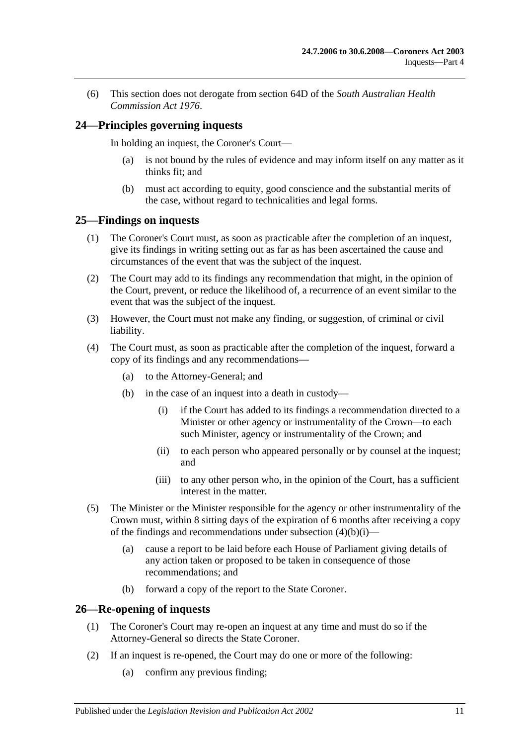(6) This section does not derogate from section 64D of the *South Australian Health Commission Act 1976*.

## 24—Principles governing inquests

In holding an inquest, the Coroner's Court—

(a) is not bound by the rules of evidence and may inform itself on any matter as it thinks fit; and

(b) must act according to equity, good conscience and the substantial merits of the case, without regard to technicalities and legal forms.

## 25—Findings on inquests

(1) The Coroner's Court must, as soon as practicable after the completion of an inquest, give its findings in writing setting out as far as has been ascertained the cause and circumstances of the event that was the subject of the inquest.

(2) The Court may add to its findings any recommendation that might, in the opinion of the Court, prevent, or reduce the likelihood of, a recurrence of an event similar to the event that was the subject of the inquest.

(3) However, the Court must not make any finding, or suggestion, of criminal or civil liability.

(4) The Court must, as soon as practicable after the completion of the inquest, forward a copy of its findings and any recommendations—

(a) to the Attorney-General; and

(b) in the case of an inquest into a death in custody—

(i) if the Court has added to its findings a recommendation directed to a Minister or other agency or instrumentality of the Crown—to each such Minister, agency or instrumentality of the Crown; and

(ii) to each person who appeared personally or by counsel at the inquest; and

(iii) to any other person who, in the opinion of the Court, has a sufficient interest in the matter.

(5) The Minister or the Minister responsible for the agency or other instrumentality of the Crown must, within 8 sitting days of the expiration of 6 months after receiving a copy of the findings and recommendations under subsection (4)(b)(i)—

(a) cause a report to be laid before each House of Parliament giving details of any action taken or proposed to be taken in consequence of those recommendations; and

(b) forward a copy of the report to the State Coroner.

## 26—Re-opening of inquests

(1) The Coroner's Court may re-open an inquest at any time and must do so if the Attorney-General so directs the State Coroner.

(2) If an inquest is re-opened, the Court may do one or more of the following:

(a) confirm any previous finding;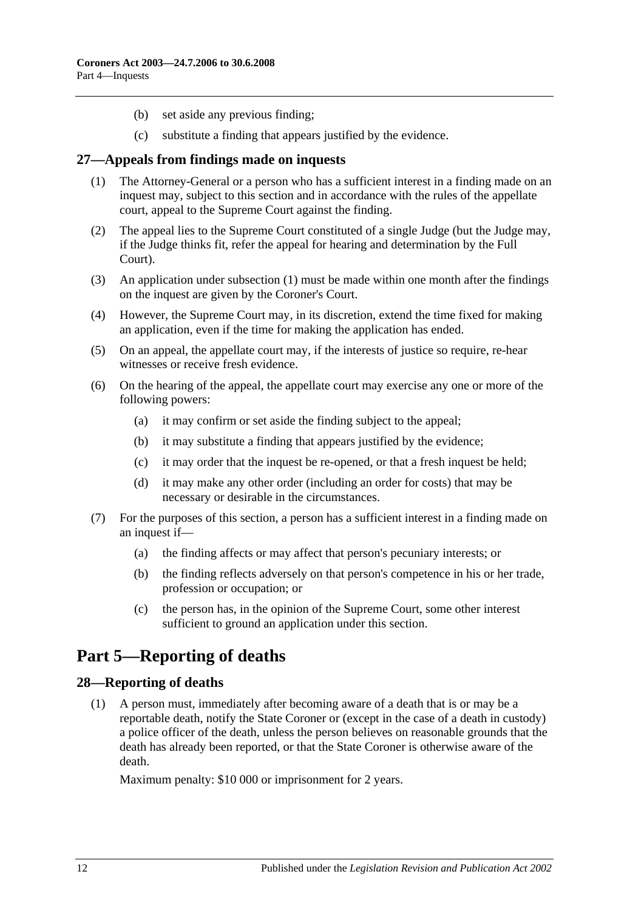(b) set aside any previous finding;

(c) substitute a finding that appears justified by the evidence.

## 27—Appeals from findings made on inquests

(1) The Attorney-General or a person who has a sufficient interest in a finding made on an inquest may, subject to this section and in accordance with the rules of the appellate court, appeal to the Supreme Court against the finding.

(2) The appeal lies to the Supreme Court constituted of a single Judge (but the Judge may, if the Judge thinks fit, refer the appeal for hearing and determination by the Full Court).

(3) An application under subsection (1) must be made within one month after the findings on the inquest are given by the Coroner's Court.

(4) However, the Supreme Court may, in its discretion, extend the time fixed for making an application, even if the time for making the application has ended.

(5) On an appeal, the appellate court may, if the interests of justice so require, re-hear witnesses or receive fresh evidence.

(6) On the hearing of the appeal, the appellate court may exercise any one or more of the following powers:

(a) it may confirm or set aside the finding subject to the appeal;

(b) it may substitute a finding that appears justified by the evidence;

(c) it may order that the inquest be re-opened, or that a fresh inquest be held;

(d) it may make any other order (including an order for costs) that may be necessary or desirable in the circumstances.

(7) For the purposes of this section, a person has a sufficient interest in a finding made on an inquest if—

(a) the finding affects or may affect that person's pecuniary interests; or

(b) the finding reflects adversely on that person's competence in his or her trade, profession or occupation; or

(c) the person has, in the opinion of the Supreme Court, some other interest sufficient to ground an application under this section.

# Part 5—Reporting of deaths

## 28—Reporting of deaths

(1) A person must, immediately after becoming aware of a death that is or may be a reportable death, notify the State Coroner or (except in the case of a death in custody) a police officer of the death, unless the person believes on reasonable grounds that the death has already been reported, or that the State Coroner is otherwise aware of the death.

Maximum penalty: $10 000 or imprisonment for 2 years.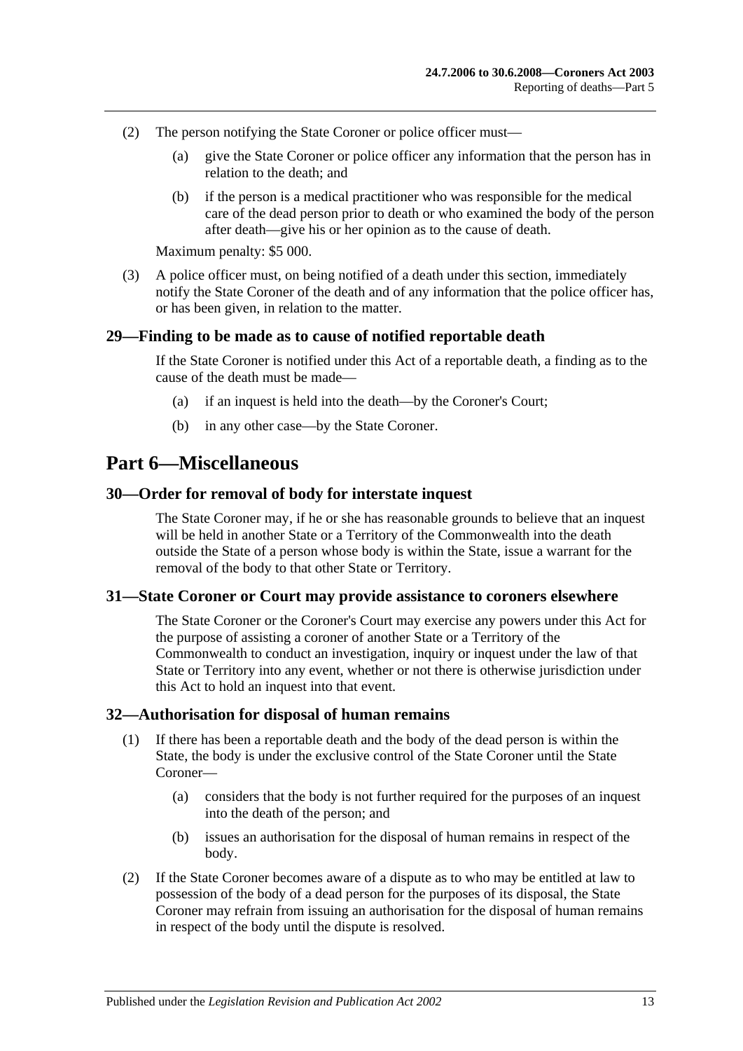(2) The person notifying the State Coroner or police officer must—

(a) give the State Coroner or police officer any information that the person has in relation to the death; and

(b) if the person is a medical practitioner who was responsible for the medical care of the dead person prior to death or who examined the body of the person after death—give his or her opinion as to the cause of death.

Maximum penalty: $5 000.

(3) A police officer must, on being notified of a death under this section, immediately notify the State Coroner of the death and of any information that the police officer has, or has been given, in relation to the matter.

### 29—Finding to be made as to cause of notified reportable death

If the State Coroner is notified under this Act of a reportable death, a finding as to the cause of the death must be made—

(a) if an inquest is held into the death—by the Coroner's Court;

(b) in any other case—by the State Coroner.

## Part 6—Miscellaneous

### 30—Order for removal of body for interstate inquest

The State Coroner may, if he or she has reasonable grounds to believe that an inquest will be held in another State or a Territory of the Commonwealth into the death outside the State of a person whose body is within the State, issue a warrant for the removal of the body to that other State or Territory.

### 31—State Coroner or Court may provide assistance to coroners elsewhere

The State Coroner or the Coroner's Court may exercise any powers under this Act for the purpose of assisting a coroner of another State or a Territory of the Commonwealth to conduct an investigation, inquiry or inquest under the law of that State or Territory into any event, whether or not there is otherwise jurisdiction under this Act to hold an inquest into that event.

### 32—Authorisation for disposal of human remains

(1) If there has been a reportable death and the body of the dead person is within the State, the body is under the exclusive control of the State Coroner until the State Coroner—

(a) considers that the body is not further required for the purposes of an inquest into the death of the person; and

(b) issues an authorisation for the disposal of human remains in respect of the body.

(2) If the State Coroner becomes aware of a dispute as to who may be entitled at law to possession of the body of a dead person for the purposes of its disposal, the State Coroner may refrain from issuing an authorisation for the disposal of human remains in respect of the body until the dispute is resolved.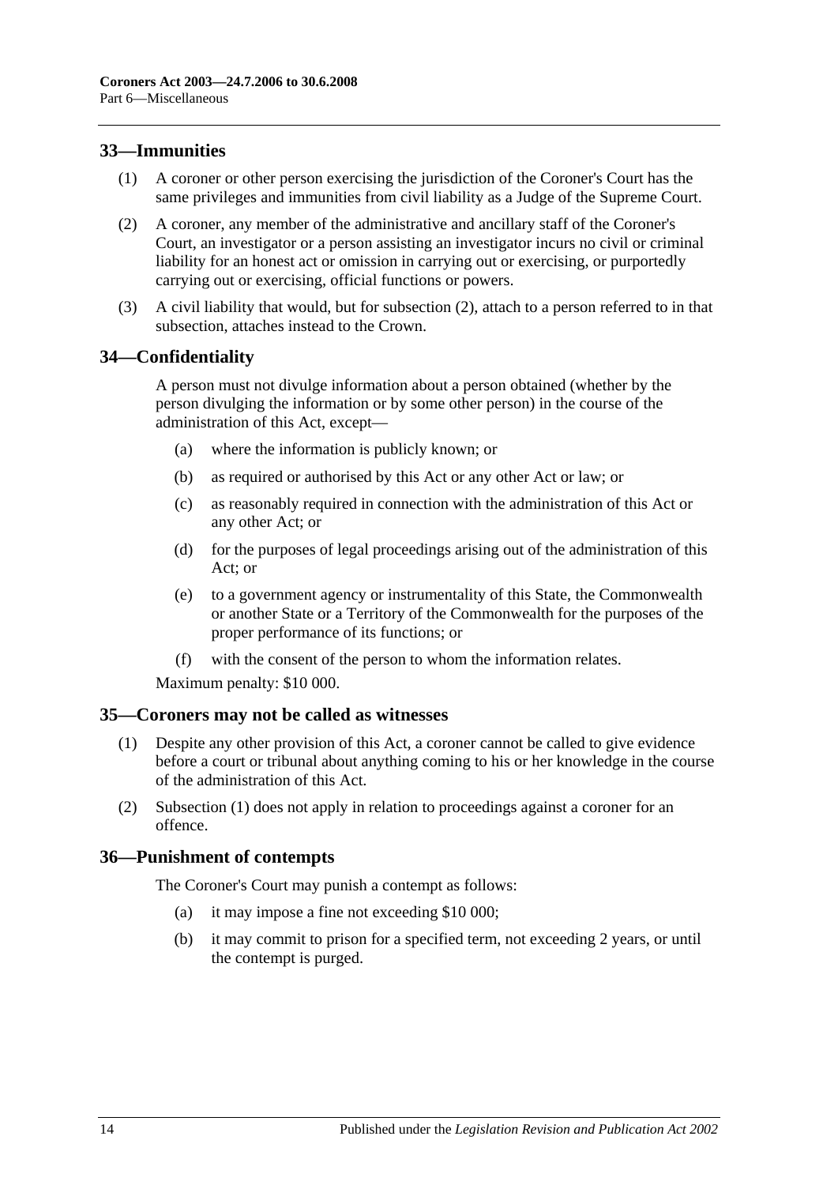## 33—Immunities

(1) A coroner or other person exercising the jurisdiction of the Coroner's Court has the same privileges and immunities from civil liability as a Judge of the Supreme Court.

(2) A coroner, any member of the administrative and ancillary staff of the Coroner's Court, an investigator or a person assisting an investigator incurs no civil or criminal liability for an honest act or omission in carrying out or exercising, or purportedly carrying out or exercising, official functions or powers.

(3) A civil liability that would, but for subsection (2), attach to a person referred to in that subsection, attaches instead to the Crown.

## 34—Confidentiality

A person must not divulge information about a person obtained (whether by the person divulging the information or by some other person) in the course of the administration of this Act, except—

(a) where the information is publicly known; or

(b) as required or authorised by this Act or any other Act or law; or

(c) as reasonably required in connection with the administration of this Act or any other Act; or

(d) for the purposes of legal proceedings arising out of the administration of this Act; or

(e) to a government agency or instrumentality of this State, the Commonwealth or another State or a Territory of the Commonwealth for the purposes of the proper performance of its functions; or

(f) with the consent of the person to whom the information relates.

Maximum penalty: $10 000.

## 35—Coroners may not be called as witnesses

(1) Despite any other provision of this Act, a coroner cannot be called to give evidence before a court or tribunal about anything coming to his or her knowledge in the course of the administration of this Act.

(2) Subsection (1) does not apply in relation to proceedings against a coroner for an offence.

## 36—Punishment of contempts

The Coroner's Court may punish a contempt as follows:

(a) it may impose a fine not exceeding $10 000;

(b) it may commit to prison for a specified term, not exceeding 2 years, or until the contempt is purged.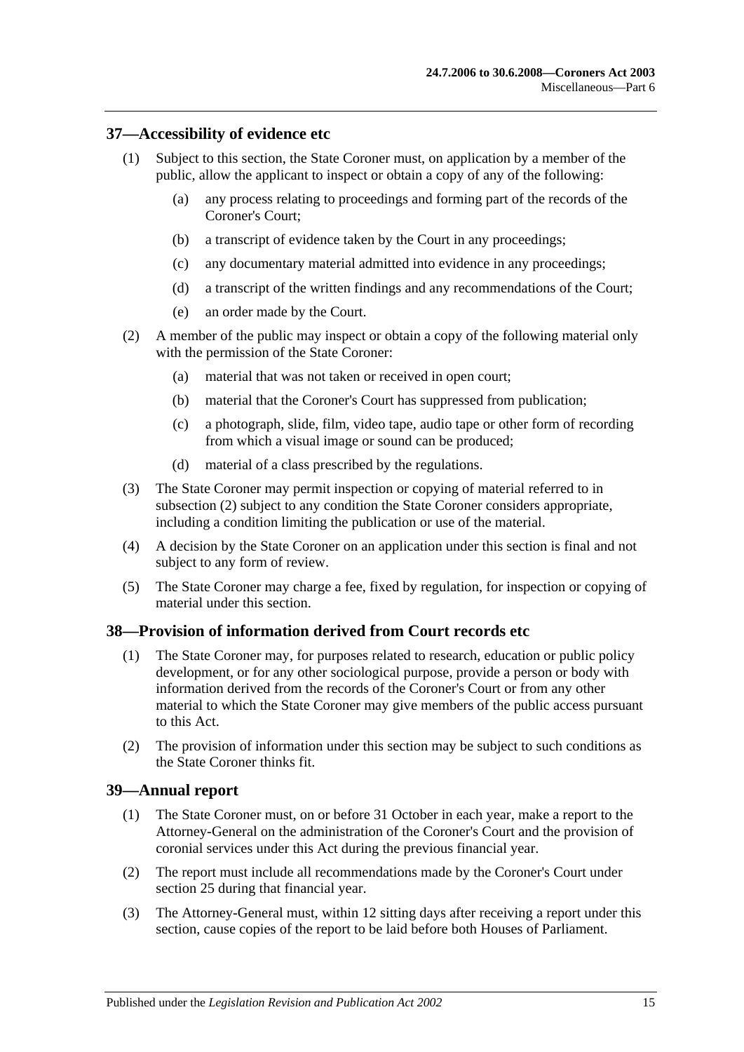## 37—Accessibility of evidence etc

(1) Subject to this section, the State Coroner must, on application by a member of the public, allow the applicant to inspect or obtain a copy of any of the following:

(a) any process relating to proceedings and forming part of the records of the Coroner's Court;

(b) a transcript of evidence taken by the Court in any proceedings;

(c) any documentary material admitted into evidence in any proceedings;

(d) a transcript of the written findings and any recommendations of the Court;

(e) an order made by the Court.

(2) A member of the public may inspect or obtain a copy of the following material only with the permission of the State Coroner:

(a) material that was not taken or received in open court;

(b) material that the Coroner's Court has suppressed from publication;

(c) a photograph, slide, film, video tape, audio tape or other form of recording from which a visual image or sound can be produced;

(d) material of a class prescribed by the regulations.

(3) The State Coroner may permit inspection or copying of material referred to in subsection (2) subject to any condition the State Coroner considers appropriate, including a condition limiting the publication or use of the material.

(4) A decision by the State Coroner on an application under this section is final and not subject to any form of review.

(5) The State Coroner may charge a fee, fixed by regulation, for inspection or copying of material under this section.

## 38—Provision of information derived from Court records etc

(1) The State Coroner may, for purposes related to research, education or public policy development, or for any other sociological purpose, provide a person or body with information derived from the records of the Coroner's Court or from any other material to which the State Coroner may give members of the public access pursuant to this Act.

(2) The provision of information under this section may be subject to such conditions as the State Coroner thinks fit.

## 39—Annual report

(1) The State Coroner must, on or before 31 October in each year, make a report to the Attorney-General on the administration of the Coroner's Court and the provision of coronial services under this Act during the previous financial year.

(2) The report must include all recommendations made by the Coroner's Court under section 25 during that financial year.

(3) The Attorney-General must, within 12 sitting days after receiving a report under this section, cause copies of the report to be laid before both Houses of Parliament.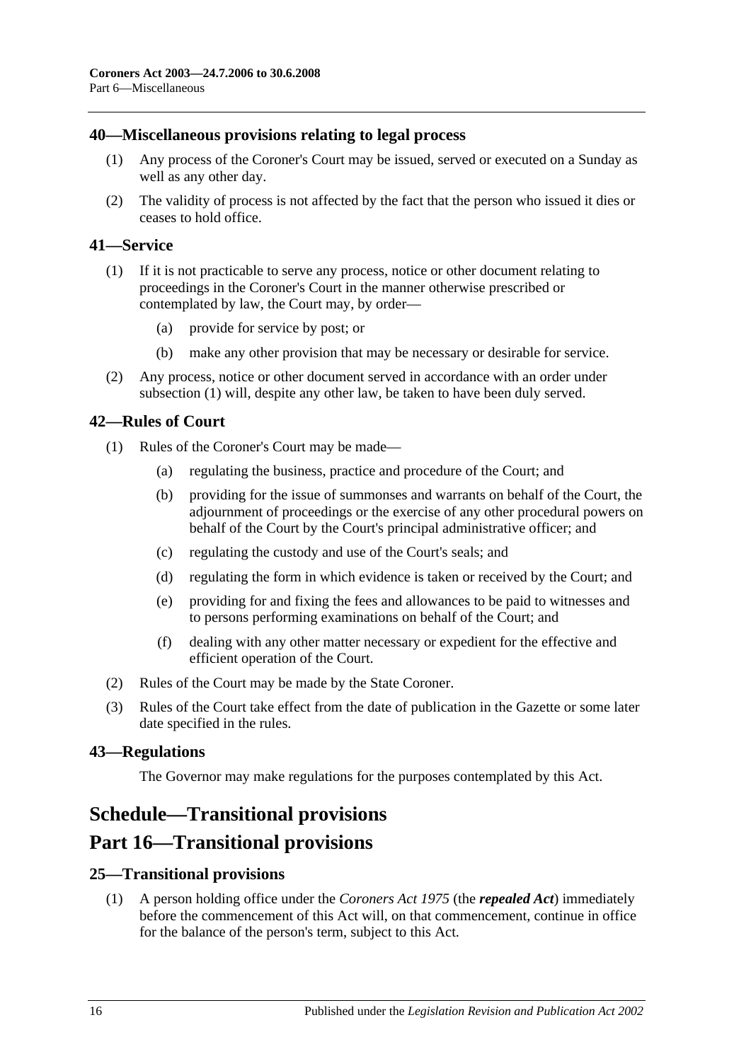### 40—Miscellaneous provisions relating to legal process

(1) Any process of the Coroner's Court may be issued, served or executed on a Sunday as well as any other day.

(2) The validity of process is not affected by the fact that the person who issued it dies or ceases to hold office.

### 41—Service

(1) If it is not practicable to serve any process, notice or other document relating to proceedings in the Coroner's Court in the manner otherwise prescribed or contemplated by law, the Court may, by order—

  (a) provide for service by post; or

  (b) make any other provision that may be necessary or desirable for service.

(2) Any process, notice or other document served in accordance with an order under subsection (1) will, despite any other law, be taken to have been duly served.

### 42—Rules of Court

(1) Rules of the Coroner's Court may be made—

  (a) regulating the business, practice and procedure of the Court; and

  (b) providing for the issue of summonses and warrants on behalf of the Court, the adjournment of proceedings or the exercise of any other procedural powers on behalf of the Court by the Court's principal administrative officer; and

  (c) regulating the custody and use of the Court's seals; and

  (d) regulating the form in which evidence is taken or received by the Court; and

  (e) providing for and fixing the fees and allowances to be paid to witnesses and to persons performing examinations on behalf of the Court; and

  (f) dealing with any other matter necessary or expedient for the effective and efficient operation of the Court.

(2) Rules of the Court may be made by the State Coroner.

(3) Rules of the Court take effect from the date of publication in the Gazette or some later date specified in the rules.

### 43—Regulations

The Governor may make regulations for the purposes contemplated by this Act.

# Schedule—Transitional provisions

# Part 16—Transitional provisions

### 25—Transitional provisions

(1) A person holding office under the *Coroners Act 1975* (the ***repealed Act***) immediately before the commencement of this Act will, on that commencement, continue in office for the balance of the person's term, subject to this Act.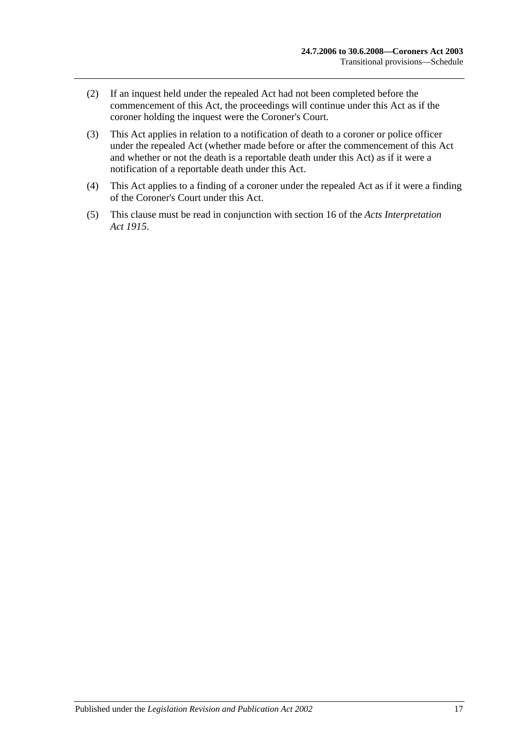(2) If an inquest held under the repealed Act had not been completed before the commencement of this Act, the proceedings will continue under this Act as if the coroner holding the inquest were the Coroner's Court.

(3) This Act applies in relation to a notification of death to a coroner or police officer under the repealed Act (whether made before or after the commencement of this Act and whether or not the death is a reportable death under this Act) as if it were a notification of a reportable death under this Act.

(4) This Act applies to a finding of a coroner under the repealed Act as if it were a finding of the Coroner's Court under this Act.

(5) This clause must be read in conjunction with section 16 of the *Acts Interpretation Act 1915*.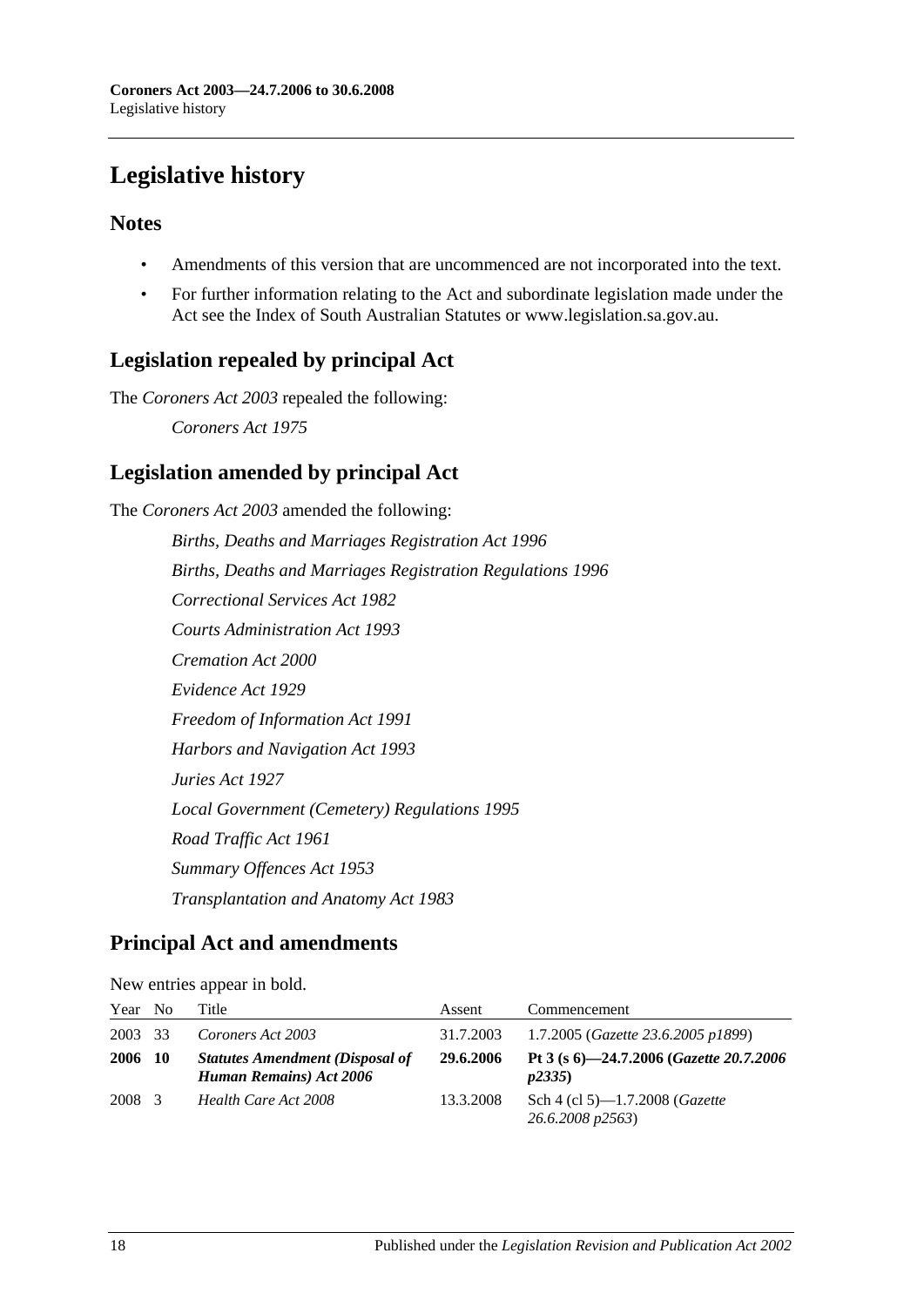# Legislative history

## Notes

- Amendments of this version that are uncommenced are not incorporated into the text.
- For further information relating to the Act and subordinate legislation made under the Act see the Index of South Australian Statutes or www.legislation.sa.gov.au.

## Legislation repealed by principal Act

The *Coroners Act 2003* repealed the following:

*Coroners Act 1975*

## Legislation amended by principal Act

The *Coroners Act 2003* amended the following:

*Births, Deaths and Marriages Registration Act 1996*

*Births, Deaths and Marriages Registration Regulations 1996*

*Correctional Services Act 1982*

*Courts Administration Act 1993*

*Cremation Act 2000*

*Evidence Act 1929*

*Freedom of Information Act 1991*

*Harbors and Navigation Act 1993*

*Juries Act 1927*

*Local Government (Cemetery) Regulations 1995*

*Road Traffic Act 1961*

*Summary Offences Act 1953*

*Transplantation and Anatomy Act 1983*

## Principal Act and amendments

New entries appear in bold.

| Year | No | Title | Assent | Commencement |
|---|---|---|---|---|
| 2003 | 33 | *Coroners Act 2003* | 31.7.2003 | 1.7.2005 (*Gazette 23.6.2005 p1899*) |
| **2006** | **10** | ***Statutes Amendment (Disposal of Human Remains) Act 2006*** | **29.6.2006** | **Pt 3 (s 6)—24.7.2006 (*Gazette 20.7.2006 p2335*)** |
| 2008 | 3 | *Health Care Act 2008* | 13.3.2008 | Sch 4 (cl 5)—1.7.2008 (*Gazette 26.6.2008 p2563*) |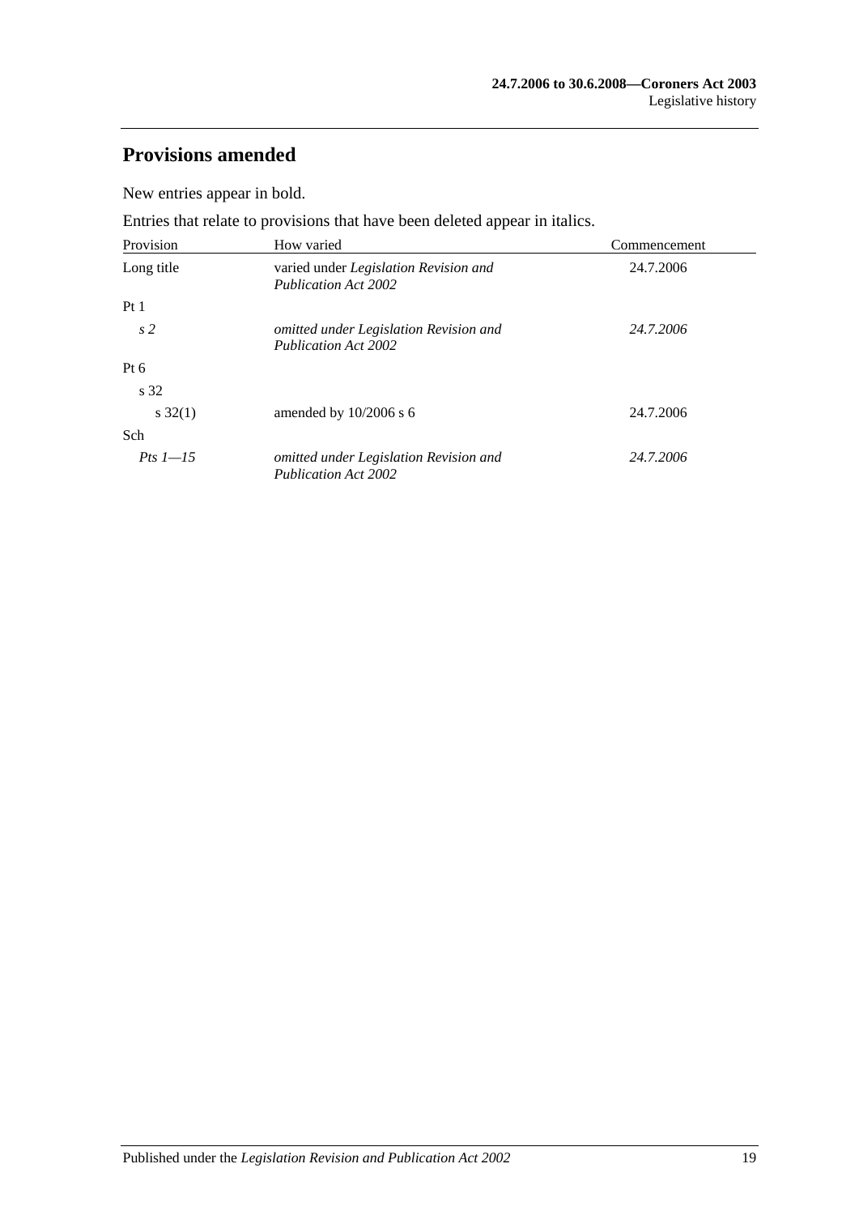## Provisions amended

New entries appear in bold.

Entries that relate to provisions that have been deleted appear in italics.

| Provision | How varied | Commencement |
|---|---|---|
| Long title | varied under *Legislation Revision and Publication Act 2002* | 24.7.2006 |
| Pt 1 | | |
| *s 2* | *omitted under Legislation Revision and Publication Act 2002* | *24.7.2006* |
| Pt 6 | | |
| s 32 | | |
| s 32(1) | amended by 10/2006 s 6 | 24.7.2006 |
| Sch | | |
| *Pts 1—15* | *omitted under Legislation Revision and Publication Act 2002* | *24.7.2006* |